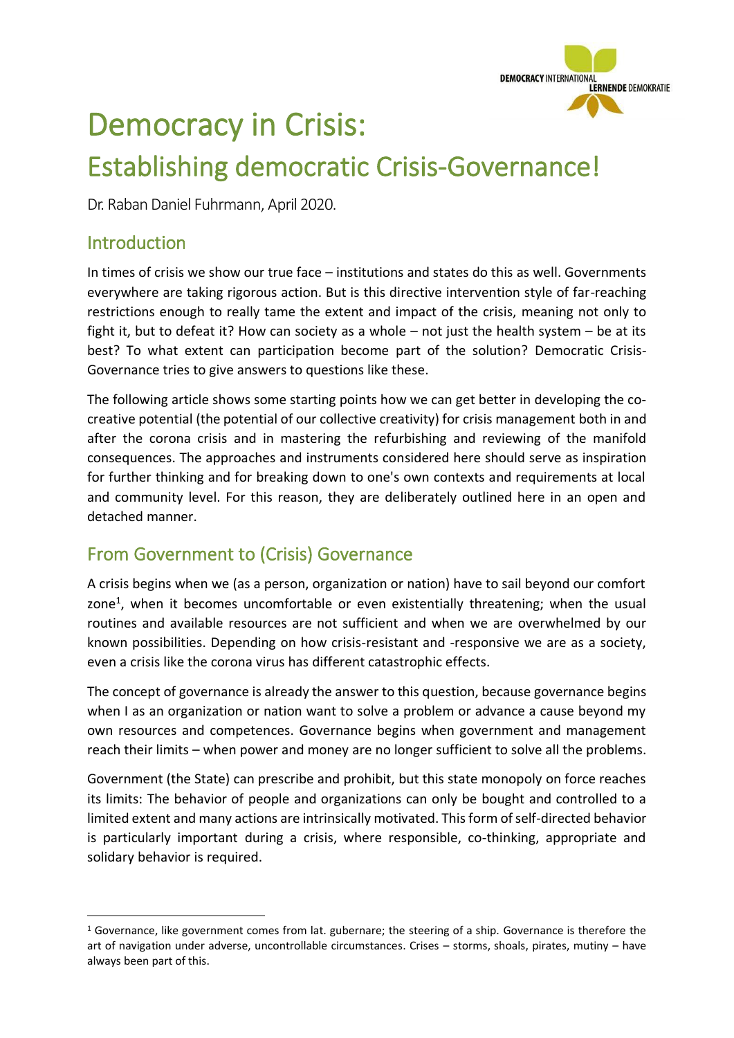# Democracy in Crisis:

## Establishing democratic Crisis-Governance!

Dr. Raban Daniel Fuhrmann, April 2020.

## Introduction

In times of crisis we show our true face – institutions and states do this as well. Governments everywhere are taking rigorous action. But is this directive intervention style of far-reaching restrictions enough to really tame the extent and impact of the crisis, meaning not only to fight it, but to defeat it? How can society as a whole – not just the health system – be at its best? To what extent can participation become part of the solution? Democratic Crisis-Governance tries to give answers to questions like these.

The following article shows some starting points how we can get better in developing the co-creative potential (the potential of our collective creativity) for crisis management both in and after the corona crisis and in mastering the refurbishing and reviewing of the manifold consequences. The approaches and instruments considered here should serve as inspiration for further thinking and for breaking down to one's own contexts and requirements at local and community level. For this reason, they are deliberately outlined here in an open and detached manner.

## From Government to (Crisis) Governance

A crisis begins when we (as a person, organization or nation) have to sail beyond our comfort zone[1], when it becomes uncomfortable or even existentially threatening; when the usual routines and available resources are not sufficient and when we are overwhelmed by our known possibilities. Depending on how crisis-resistant and -responsive we are as a society, even a crisis like the corona virus has different catastrophic effects.

The concept of governance is already the answer to this question, because governance begins when I as an organization or nation want to solve a problem or advance a cause beyond my own resources and competences. Governance begins when government and management reach their limits – when power and money are no longer sufficient to solve all the problems.

Government (the State) can prescribe and prohibit, but this state monopoly on force reaches its limits: The behavior of people and organizations can only be bought and controlled to a limited extent and many actions are intrinsically motivated. This form of self-directed behavior is particularly important during a crisis, where responsible, co-thinking, appropriate and solidary behavior is required.

---

[1] Governance, like government comes from lat. gubernare; the steering of a ship. Governance is therefore the art of navigation under adverse, uncontrollable circumstances. Crises – storms, shoals, pirates, mutiny – have always been part of this.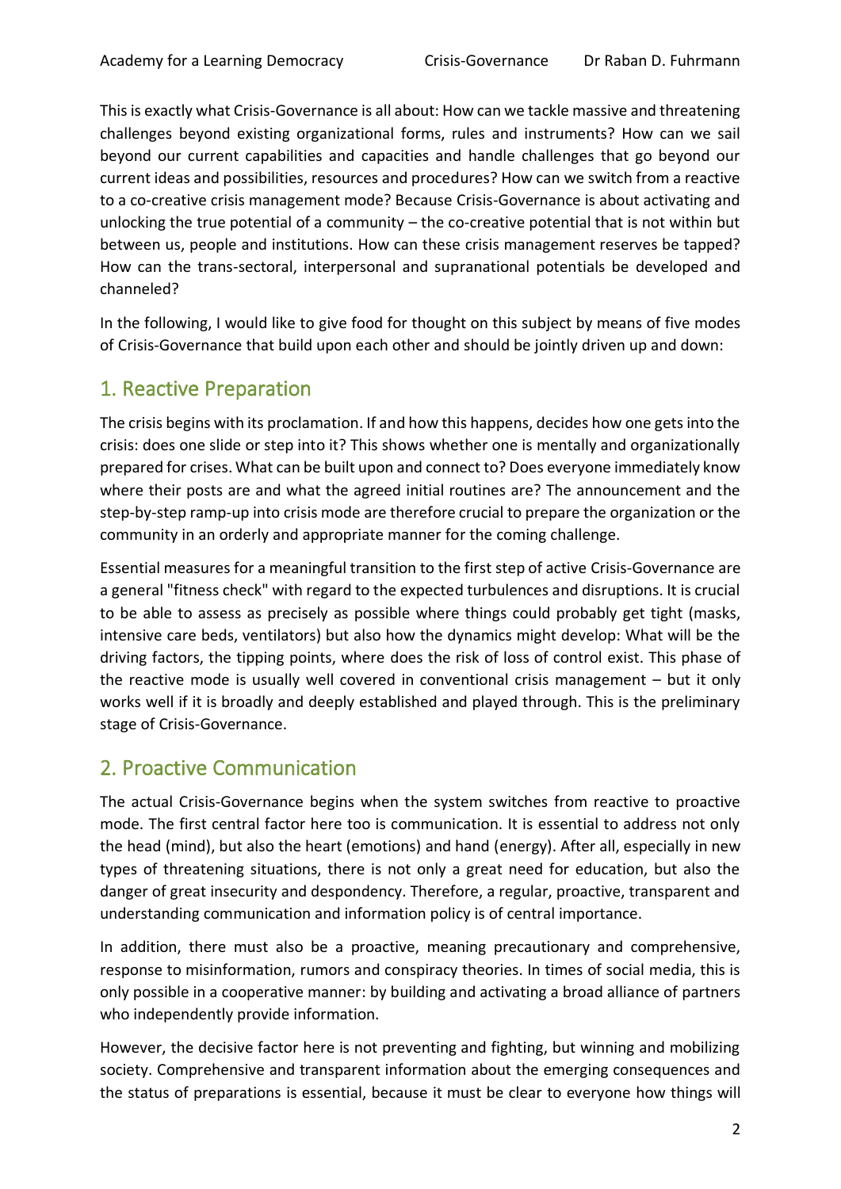This is exactly what Crisis-Governance is all about: How can we tackle massive and threatening challenges beyond existing organizational forms, rules and instruments? How can we sail beyond our current capabilities and capacities and handle challenges that go beyond our current ideas and possibilities, resources and procedures? How can we switch from a reactive to a co-creative crisis management mode? Because Crisis-Governance is about activating and unlocking the true potential of a community – the co-creative potential that is not within but between us, people and institutions. How can these crisis management reserves be tapped? How can the trans-sectoral, interpersonal and supranational potentials be developed and channeled?

In the following, I would like to give food for thought on this subject by means of five modes of Crisis-Governance that build upon each other and should be jointly driven up and down:

## 1. Reactive Preparation

The crisis begins with its proclamation. If and how this happens, decides how one gets into the crisis: does one slide or step into it? This shows whether one is mentally and organizationally prepared for crises. What can be built upon and connect to? Does everyone immediately know where their posts are and what the agreed initial routines are? The announcement and the step-by-step ramp-up into crisis mode are therefore crucial to prepare the organization or the community in an orderly and appropriate manner for the coming challenge.

Essential measures for a meaningful transition to the first step of active Crisis-Governance are a general "fitness check" with regard to the expected turbulences and disruptions. It is crucial to be able to assess as precisely as possible where things could probably get tight (masks, intensive care beds, ventilators) but also how the dynamics might develop: What will be the driving factors, the tipping points, where does the risk of loss of control exist. This phase of the reactive mode is usually well covered in conventional crisis management – but it only works well if it is broadly and deeply established and played through. This is the preliminary stage of Crisis-Governance.

## 2. Proactive Communication

The actual Crisis-Governance begins when the system switches from reactive to proactive mode. The first central factor here too is communication. It is essential to address not only the head (mind), but also the heart (emotions) and hand (energy). After all, especially in new types of threatening situations, there is not only a great need for education, but also the danger of great insecurity and despondency. Therefore, a regular, proactive, transparent and understanding communication and information policy is of central importance.

In addition, there must also be a proactive, meaning precautionary and comprehensive, response to misinformation, rumors and conspiracy theories. In times of social media, this is only possible in a cooperative manner: by building and activating a broad alliance of partners who independently provide information.

However, the decisive factor here is not preventing and fighting, but winning and mobilizing society. Comprehensive and transparent information about the emerging consequences and the status of preparations is essential, because it must be clear to everyone how things will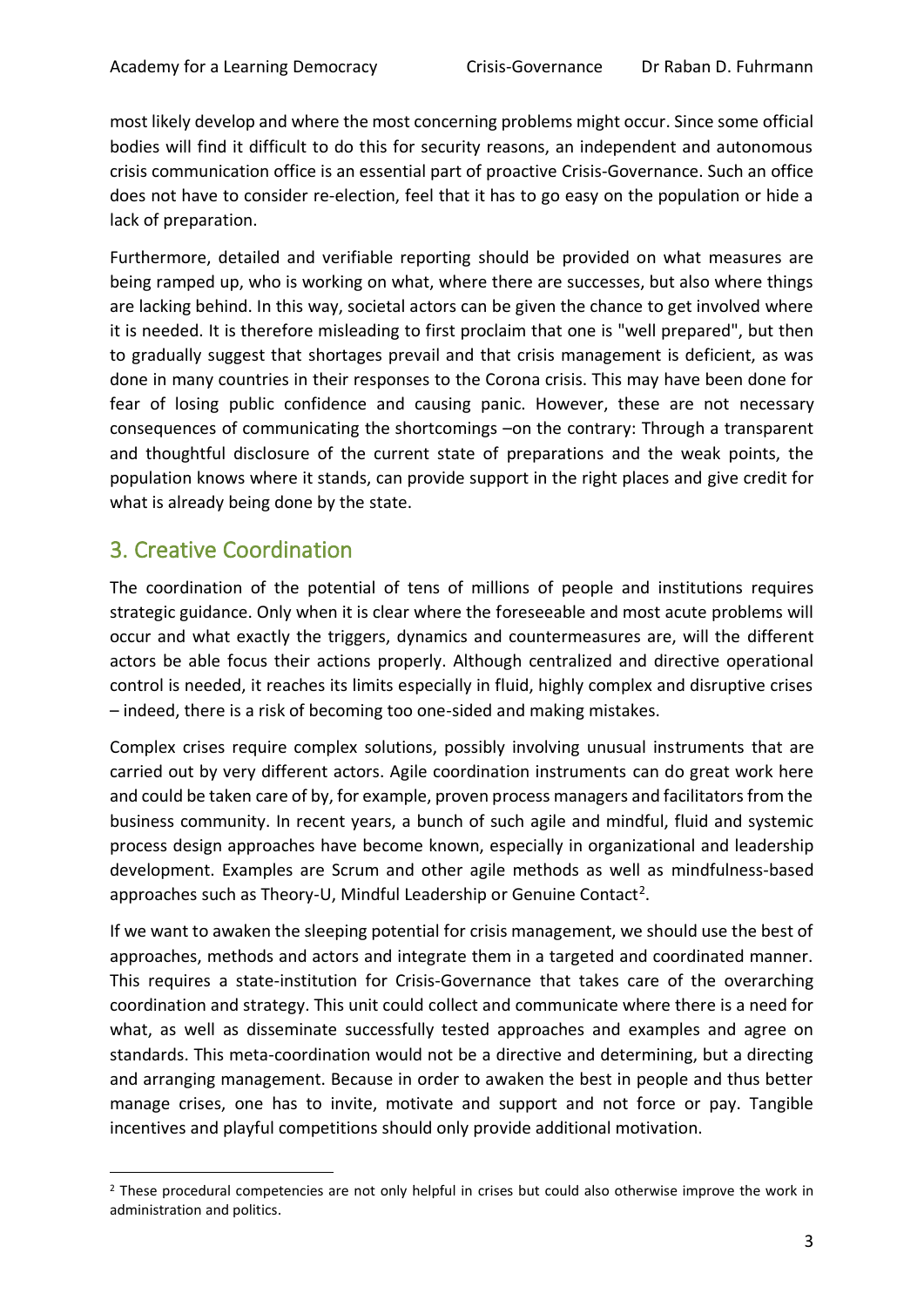most likely develop and where the most concerning problems might occur. Since some official bodies will find it difficult to do this for security reasons, an independent and autonomous crisis communication office is an essential part of proactive Crisis-Governance. Such an office does not have to consider re-election, feel that it has to go easy on the population or hide a lack of preparation.

Furthermore, detailed and verifiable reporting should be provided on what measures are being ramped up, who is working on what, where there are successes, but also where things are lacking behind. In this way, societal actors can be given the chance to get involved where it is needed. It is therefore misleading to first proclaim that one is "well prepared", but then to gradually suggest that shortages prevail and that crisis management is deficient, as was done in many countries in their responses to the Corona crisis. This may have been done for fear of losing public confidence and causing panic. However, these are not necessary consequences of communicating the shortcomings –on the contrary: Through a transparent and thoughtful disclosure of the current state of preparations and the weak points, the population knows where it stands, can provide support in the right places and give credit for what is already being done by the state.

## 3. Creative Coordination

The coordination of the potential of tens of millions of people and institutions requires strategic guidance. Only when it is clear where the foreseeable and most acute problems will occur and what exactly the triggers, dynamics and countermeasures are, will the different actors be able focus their actions properly. Although centralized and directive operational control is needed, it reaches its limits especially in fluid, highly complex and disruptive crises – indeed, there is a risk of becoming too one-sided and making mistakes.

Complex crises require complex solutions, possibly involving unusual instruments that are carried out by very different actors. Agile coordination instruments can do great work here and could be taken care of by, for example, proven process managers and facilitators from the business community. In recent years, a bunch of such agile and mindful, fluid and systemic process design approaches have become known, especially in organizational and leadership development. Examples are Scrum and other agile methods as well as mindfulness-based approaches such as Theory-U, Mindful Leadership or Genuine Contact[2].

If we want to awaken the sleeping potential for crisis management, we should use the best of approaches, methods and actors and integrate them in a targeted and coordinated manner. This requires a state-institution for Crisis-Governance that takes care of the overarching coordination and strategy. This unit could collect and communicate where there is a need for what, as well as disseminate successfully tested approaches and examples and agree on standards. This meta-coordination would not be a directive and determining, but a directing and arranging management. Because in order to awaken the best in people and thus better manage crises, one has to invite, motivate and support and not force or pay. Tangible incentives and playful competitions should only provide additional motivation.

[2] These procedural competencies are not only helpful in crises but could also otherwise improve the work in administration and politics.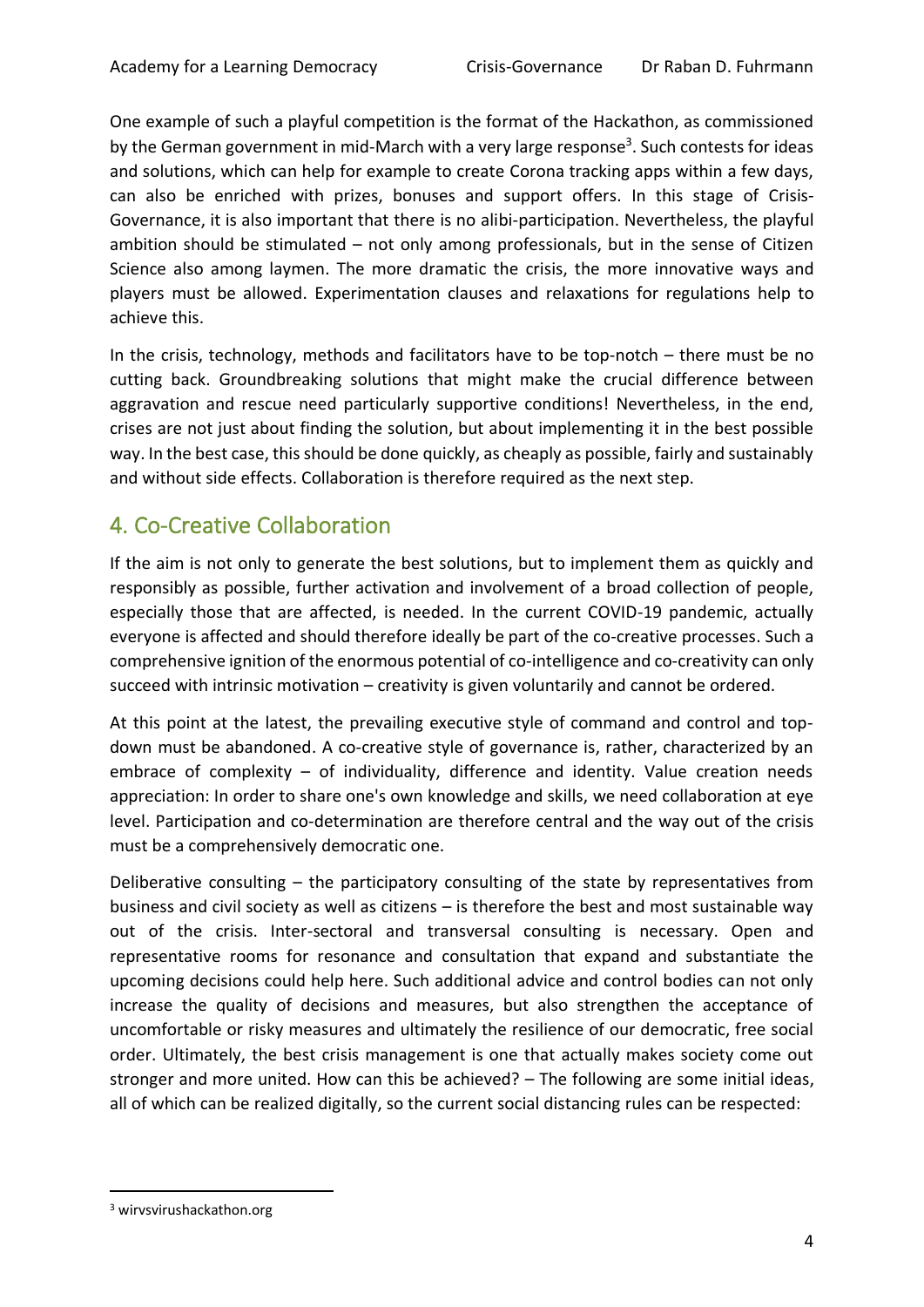One example of such a playful competition is the format of the Hackathon, as commissioned by the German government in mid-March with a very large response[3]. Such contests for ideas and solutions, which can help for example to create Corona tracking apps within a few days, can also be enriched with prizes, bonuses and support offers. In this stage of Crisis-Governance, it is also important that there is no alibi-participation. Nevertheless, the playful ambition should be stimulated – not only among professionals, but in the sense of Citizen Science also among laymen. The more dramatic the crisis, the more innovative ways and players must be allowed. Experimentation clauses and relaxations for regulations help to achieve this.

In the crisis, technology, methods and facilitators have to be top-notch – there must be no cutting back. Groundbreaking solutions that might make the crucial difference between aggravation and rescue need particularly supportive conditions! Nevertheless, in the end, crises are not just about finding the solution, but about implementing it in the best possible way. In the best case, this should be done quickly, as cheaply as possible, fairly and sustainably and without side effects. Collaboration is therefore required as the next step.

## 4. Co-Creative Collaboration

If the aim is not only to generate the best solutions, but to implement them as quickly and responsibly as possible, further activation and involvement of a broad collection of people, especially those that are affected, is needed. In the current COVID-19 pandemic, actually everyone is affected and should therefore ideally be part of the co-creative processes. Such a comprehensive ignition of the enormous potential of co-intelligence and co-creativity can only succeed with intrinsic motivation – creativity is given voluntarily and cannot be ordered.

At this point at the latest, the prevailing executive style of command and control and top-down must be abandoned. A co-creative style of governance is, rather, characterized by an embrace of complexity – of individuality, difference and identity. Value creation needs appreciation: In order to share one's own knowledge and skills, we need collaboration at eye level. Participation and co-determination are therefore central and the way out of the crisis must be a comprehensively democratic one.

Deliberative consulting – the participatory consulting of the state by representatives from business and civil society as well as citizens – is therefore the best and most sustainable way out of the crisis. Inter-sectoral and transversal consulting is necessary. Open and representative rooms for resonance and consultation that expand and substantiate the upcoming decisions could help here. Such additional advice and control bodies can not only increase the quality of decisions and measures, but also strengthen the acceptance of uncomfortable or risky measures and ultimately the resilience of our democratic, free social order. Ultimately, the best crisis management is one that actually makes society come out stronger and more united. How can this be achieved? – The following are some initial ideas, all of which can be realized digitally, so the current social distancing rules can be respected:

---

[3] wirvsvirushackathon.org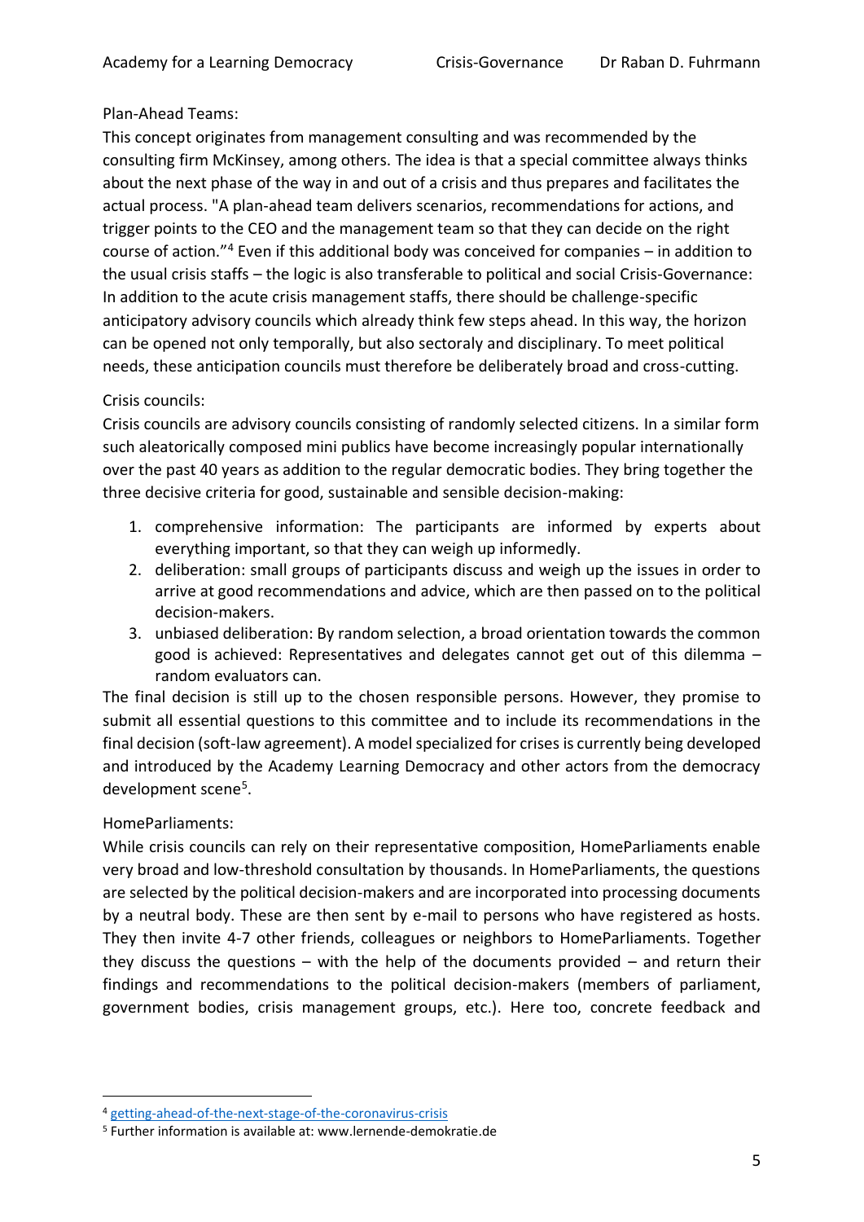Plan-Ahead Teams:

This concept originates from management consulting and was recommended by the consulting firm McKinsey, among others. The idea is that a special committee always thinks about the next phase of the way in and out of a crisis and thus prepares and facilitates the actual process. "A plan-ahead team delivers scenarios, recommendations for actions, and trigger points to the CEO and the management team so that they can decide on the right course of action."[4] Even if this additional body was conceived for companies – in addition to the usual crisis staffs – the logic is also transferable to political and social Crisis-Governance: In addition to the acute crisis management staffs, there should be challenge-specific anticipatory advisory councils which already think few steps ahead. In this way, the horizon can be opened not only temporally, but also sectoraly and disciplinary. To meet political needs, these anticipation councils must therefore be deliberately broad and cross-cutting.

Crisis councils:

Crisis councils are advisory councils consisting of randomly selected citizens. In a similar form such aleatorically composed mini publics have become increasingly popular internationally over the past 40 years as addition to the regular democratic bodies. They bring together the three decisive criteria for good, sustainable and sensible decision-making:

1. comprehensive information: The participants are informed by experts about everything important, so that they can weigh up informedly.
2. deliberation: small groups of participants discuss and weigh up the issues in order to arrive at good recommendations and advice, which are then passed on to the political decision-makers.
3. unbiased deliberation: By random selection, a broad orientation towards the common good is achieved: Representatives and delegates cannot get out of this dilemma – random evaluators can.

The final decision is still up to the chosen responsible persons. However, they promise to submit all essential questions to this committee and to include its recommendations in the final decision (soft-law agreement). A model specialized for crises is currently being developed and introduced by the Academy Learning Democracy and other actors from the democracy development scene[5].

HomeParliaments:

While crisis councils can rely on their representative composition, HomeParliaments enable very broad and low-threshold consultation by thousands. In HomeParliaments, the questions are selected by the political decision-makers and are incorporated into processing documents by a neutral body. These are then sent by e-mail to persons who have registered as hosts. They then invite 4-7 other friends, colleagues or neighbors to HomeParliaments. Together they discuss the questions – with the help of the documents provided – and return their findings and recommendations to the political decision-makers (members of parliament, government bodies, crisis management groups, etc.). Here too, concrete feedback and

---

[4] getting-ahead-of-the-next-stage-of-the-coronavirus-crisis

[5] Further information is available at: www.lernende-demokratie.de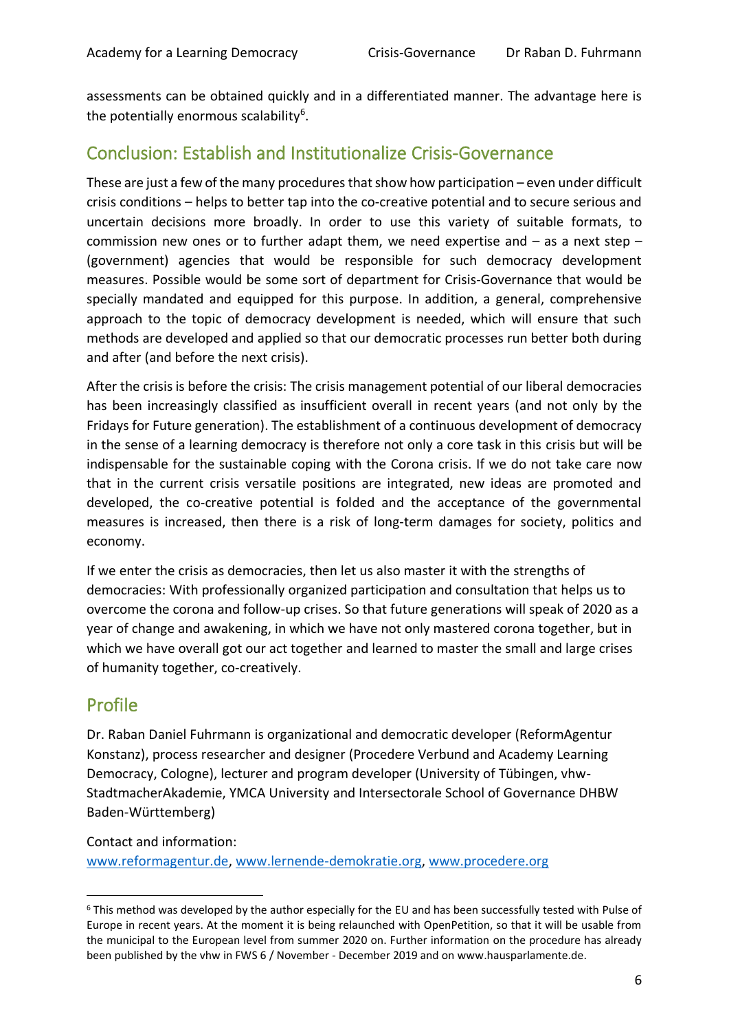assessments can be obtained quickly and in a differentiated manner. The advantage here is the potentially enormous scalability[6].

## Conclusion: Establish and Institutionalize Crisis-Governance

These are just a few of the many procedures that show how participation – even under difficult crisis conditions – helps to better tap into the co-creative potential and to secure serious and uncertain decisions more broadly. In order to use this variety of suitable formats, to commission new ones or to further adapt them, we need expertise and – as a next step – (government) agencies that would be responsible for such democracy development measures. Possible would be some sort of department for Crisis-Governance that would be specially mandated and equipped for this purpose. In addition, a general, comprehensive approach to the topic of democracy development is needed, which will ensure that such methods are developed and applied so that our democratic processes run better both during and after (and before the next crisis).

After the crisis is before the crisis: The crisis management potential of our liberal democracies has been increasingly classified as insufficient overall in recent years (and not only by the Fridays for Future generation). The establishment of a continuous development of democracy in the sense of a learning democracy is therefore not only a core task in this crisis but will be indispensable for the sustainable coping with the Corona crisis. If we do not take care now that in the current crisis versatile positions are integrated, new ideas are promoted and developed, the co-creative potential is folded and the acceptance of the governmental measures is increased, then there is a risk of long-term damages for society, politics and economy.

If we enter the crisis as democracies, then let us also master it with the strengths of democracies: With professionally organized participation and consultation that helps us to overcome the corona and follow-up crises. So that future generations will speak of 2020 as a year of change and awakening, in which we have not only mastered corona together, but in which we have overall got our act together and learned to master the small and large crises of humanity together, co-creatively.

## Profile

Dr. Raban Daniel Fuhrmann is organizational and democratic developer (ReformAgentur Konstanz), process researcher and designer (Procedere Verbund and Academy Learning Democracy, Cologne), lecturer and program developer (University of Tübingen, vhw-StadtmacherAkademie, YMCA University and Intersectorale School of Governance DHBW Baden-Württemberg)

Contact and information:
www.reformagentur.de, www.lernende-demokratie.org, www.procedere.org

---

[6] This method was developed by the author especially for the EU and has been successfully tested with Pulse of Europe in recent years. At the moment it is being relaunched with OpenPetition, so that it will be usable from the municipal to the European level from summer 2020 on. Further information on the procedure has already been published by the vhw in FWS 6 / November - December 2019 and on www.hausparlamente.de.